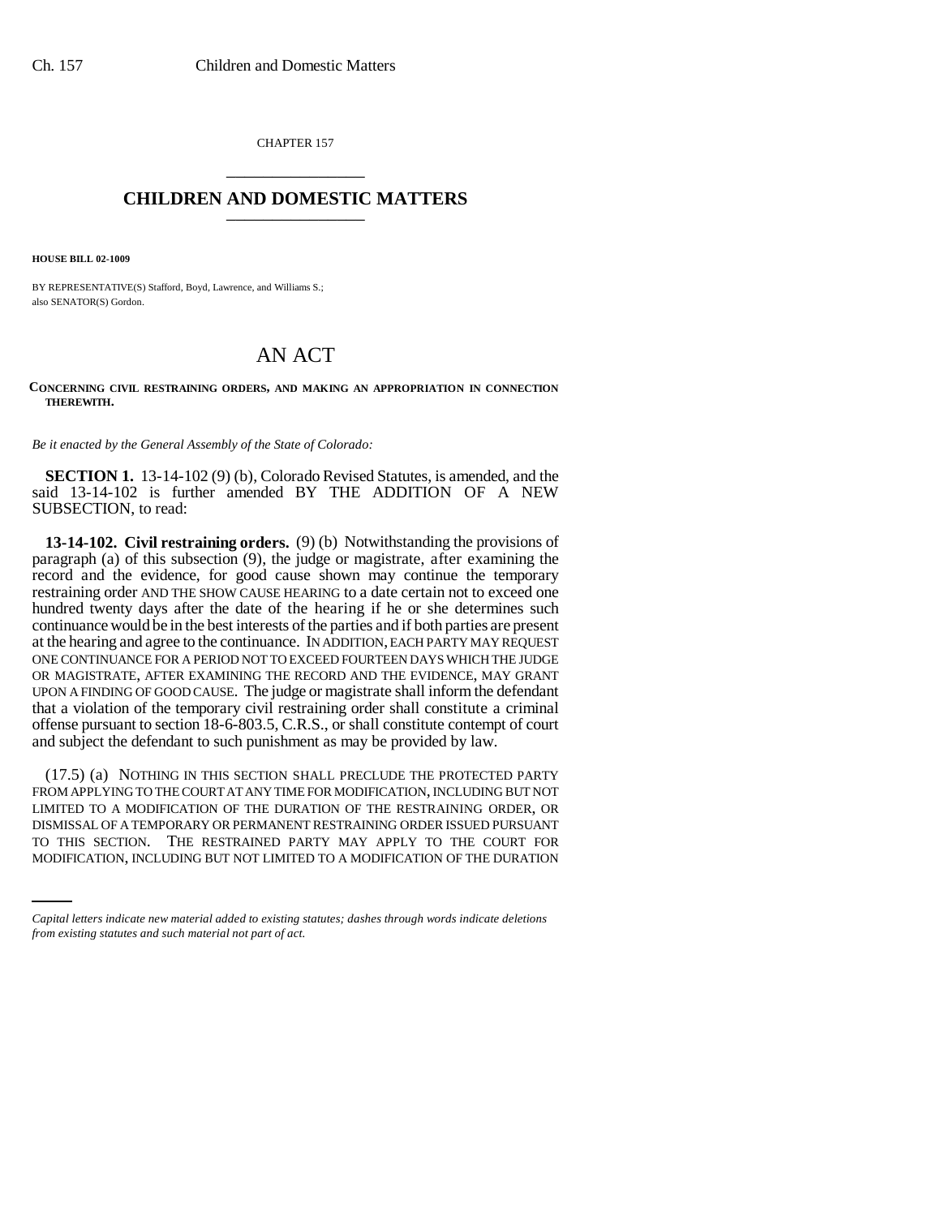CHAPTER 157

# CHILDREN AND DOMESTIC MATTERS

**HOUSE BILL 02-1009**

BY REPRESENTATIVE(S) Stafford, Boyd, Lawrence, and Williams S.;
also SENATOR(S) Gordon.

# AN ACT

**CONCERNING CIVIL RESTRAINING ORDERS, AND MAKING AN APPROPRIATION IN CONNECTION THEREWITH.**

*Be it enacted by the General Assembly of the State of Colorado:*

**SECTION 1.** 13-14-102 (9) (b), Colorado Revised Statutes, is amended, and the said 13-14-102 is further amended BY THE ADDITION OF A NEW SUBSECTION, to read:

**13-14-102. Civil restraining orders.** (9) (b) Notwithstanding the provisions of paragraph (a) of this subsection (9), the judge or magistrate, after examining the record and the evidence, for good cause shown may continue the temporary restraining order AND THE SHOW CAUSE HEARING to a date certain not to exceed one hundred twenty days after the date of the hearing if he or she determines such continuance would be in the best interests of the parties and if both parties are present at the hearing and agree to the continuance. IN ADDITION, EACH PARTY MAY REQUEST ONE CONTINUANCE FOR A PERIOD NOT TO EXCEED FOURTEEN DAYS WHICH THE JUDGE OR MAGISTRATE, AFTER EXAMINING THE RECORD AND THE EVIDENCE, MAY GRANT UPON A FINDING OF GOOD CAUSE. The judge or magistrate shall inform the defendant that a violation of the temporary civil restraining order shall constitute a criminal offense pursuant to section 18-6-803.5, C.R.S., or shall constitute contempt of court and subject the defendant to such punishment as may be provided by law.

(17.5) (a) NOTHING IN THIS SECTION SHALL PRECLUDE THE PROTECTED PARTY FROM APPLYING TO THE COURT AT ANY TIME FOR MODIFICATION, INCLUDING BUT NOT LIMITED TO A MODIFICATION OF THE DURATION OF THE RESTRAINING ORDER, OR DISMISSAL OF A TEMPORARY OR PERMANENT RESTRAINING ORDER ISSUED PURSUANT TO THIS SECTION. THE RESTRAINED PARTY MAY APPLY TO THE COURT FOR MODIFICATION, INCLUDING BUT NOT LIMITED TO A MODIFICATION OF THE DURATION

*Capital letters indicate new material added to existing statutes; dashes through words indicate deletions from existing statutes and such material not part of act.*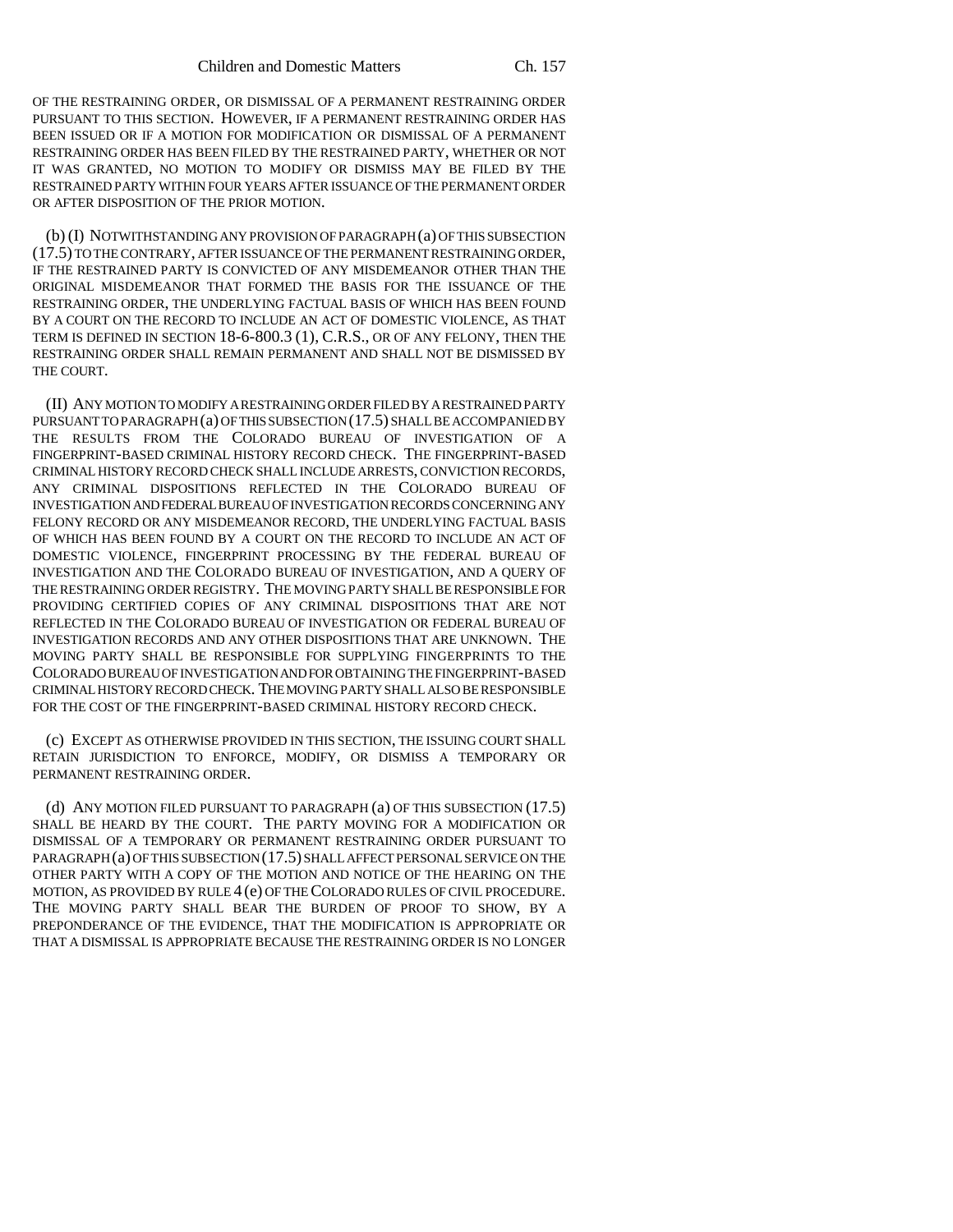OF THE RESTRAINING ORDER, OR DISMISSAL OF A PERMANENT RESTRAINING ORDER PURSUANT TO THIS SECTION. HOWEVER, IF A PERMANENT RESTRAINING ORDER HAS BEEN ISSUED OR IF A MOTION FOR MODIFICATION OR DISMISSAL OF A PERMANENT RESTRAINING ORDER HAS BEEN FILED BY THE RESTRAINED PARTY, WHETHER OR NOT IT WAS GRANTED, NO MOTION TO MODIFY OR DISMISS MAY BE FILED BY THE RESTRAINED PARTY WITHIN FOUR YEARS AFTER ISSUANCE OF THE PERMANENT ORDER OR AFTER DISPOSITION OF THE PRIOR MOTION.

(b) (I) NOTWITHSTANDING ANY PROVISION OF PARAGRAPH (a) OF THIS SUBSECTION (17.5) TO THE CONTRARY, AFTER ISSUANCE OF THE PERMANENT RESTRAINING ORDER, IF THE RESTRAINED PARTY IS CONVICTED OF ANY MISDEMEANOR OTHER THAN THE ORIGINAL MISDEMEANOR THAT FORMED THE BASIS FOR THE ISSUANCE OF THE RESTRAINING ORDER, THE UNDERLYING FACTUAL BASIS OF WHICH HAS BEEN FOUND BY A COURT ON THE RECORD TO INCLUDE AN ACT OF DOMESTIC VIOLENCE, AS THAT TERM IS DEFINED IN SECTION 18-6-800.3 (1), C.R.S., OR OF ANY FELONY, THEN THE RESTRAINING ORDER SHALL REMAIN PERMANENT AND SHALL NOT BE DISMISSED BY THE COURT.

(II) ANY MOTION TO MODIFY A RESTRAINING ORDER FILED BY A RESTRAINED PARTY PURSUANT TO PARAGRAPH (a) OF THIS SUBSECTION (17.5) SHALL BE ACCOMPANIED BY THE RESULTS FROM THE COLORADO BUREAU OF INVESTIGATION OF A FINGERPRINT-BASED CRIMINAL HISTORY RECORD CHECK. THE FINGERPRINT-BASED CRIMINAL HISTORY RECORD CHECK SHALL INCLUDE ARRESTS, CONVICTION RECORDS, ANY CRIMINAL DISPOSITIONS REFLECTED IN THE COLORADO BUREAU OF INVESTIGATION AND FEDERAL BUREAU OF INVESTIGATION RECORDS CONCERNING ANY FELONY RECORD OR ANY MISDEMEANOR RECORD, THE UNDERLYING FACTUAL BASIS OF WHICH HAS BEEN FOUND BY A COURT ON THE RECORD TO INCLUDE AN ACT OF DOMESTIC VIOLENCE, FINGERPRINT PROCESSING BY THE FEDERAL BUREAU OF INVESTIGATION AND THE COLORADO BUREAU OF INVESTIGATION, AND A QUERY OF THE RESTRAINING ORDER REGISTRY. THE MOVING PARTY SHALL BE RESPONSIBLE FOR PROVIDING CERTIFIED COPIES OF ANY CRIMINAL DISPOSITIONS THAT ARE NOT REFLECTED IN THE COLORADO BUREAU OF INVESTIGATION OR FEDERAL BUREAU OF INVESTIGATION RECORDS AND ANY OTHER DISPOSITIONS THAT ARE UNKNOWN. THE MOVING PARTY SHALL BE RESPONSIBLE FOR SUPPLYING FINGERPRINTS TO THE COLORADO BUREAU OF INVESTIGATION AND FOR OBTAINING THE FINGERPRINT-BASED CRIMINAL HISTORY RECORD CHECK. THE MOVING PARTY SHALL ALSO BE RESPONSIBLE FOR THE COST OF THE FINGERPRINT-BASED CRIMINAL HISTORY RECORD CHECK.

(c) EXCEPT AS OTHERWISE PROVIDED IN THIS SECTION, THE ISSUING COURT SHALL RETAIN JURISDICTION TO ENFORCE, MODIFY, OR DISMISS A TEMPORARY OR PERMANENT RESTRAINING ORDER.

(d) ANY MOTION FILED PURSUANT TO PARAGRAPH (a) OF THIS SUBSECTION (17.5) SHALL BE HEARD BY THE COURT. THE PARTY MOVING FOR A MODIFICATION OR DISMISSAL OF A TEMPORARY OR PERMANENT RESTRAINING ORDER PURSUANT TO PARAGRAPH (a) OF THIS SUBSECTION (17.5) SHALL AFFECT PERSONAL SERVICE ON THE OTHER PARTY WITH A COPY OF THE MOTION AND NOTICE OF THE HEARING ON THE MOTION, AS PROVIDED BY RULE 4 (e) OF THE COLORADO RULES OF CIVIL PROCEDURE. THE MOVING PARTY SHALL BEAR THE BURDEN OF PROOF TO SHOW, BY A PREPONDERANCE OF THE EVIDENCE, THAT THE MODIFICATION IS APPROPRIATE OR THAT A DISMISSAL IS APPROPRIATE BECAUSE THE RESTRAINING ORDER IS NO LONGER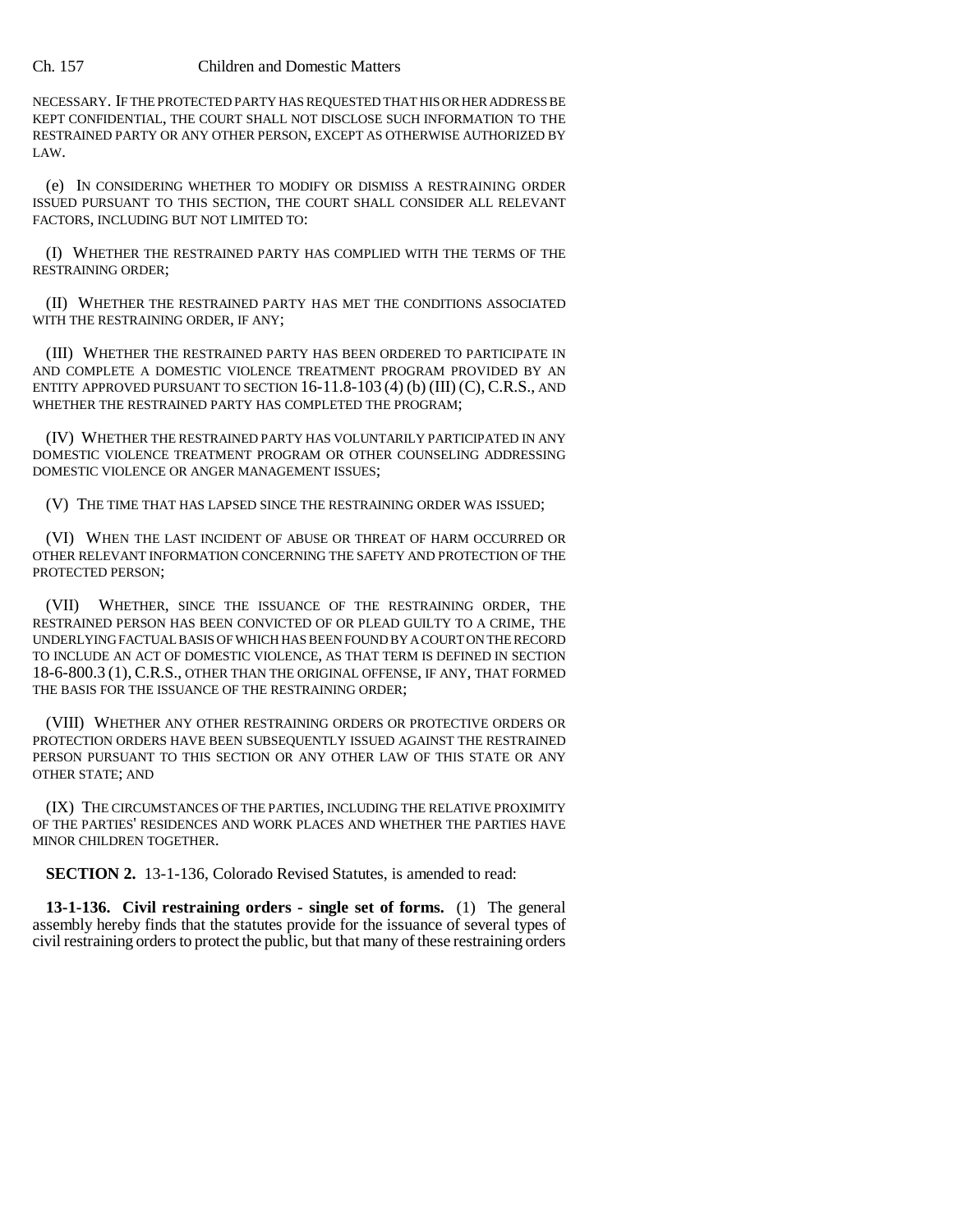NECESSARY. IF THE PROTECTED PARTY HAS REQUESTED THAT HIS OR HER ADDRESS BE KEPT CONFIDENTIAL, THE COURT SHALL NOT DISCLOSE SUCH INFORMATION TO THE RESTRAINED PARTY OR ANY OTHER PERSON, EXCEPT AS OTHERWISE AUTHORIZED BY LAW.

(e) IN CONSIDERING WHETHER TO MODIFY OR DISMISS A RESTRAINING ORDER ISSUED PURSUANT TO THIS SECTION, THE COURT SHALL CONSIDER ALL RELEVANT FACTORS, INCLUDING BUT NOT LIMITED TO:

(I) WHETHER THE RESTRAINED PARTY HAS COMPLIED WITH THE TERMS OF THE RESTRAINING ORDER;

(II) WHETHER THE RESTRAINED PARTY HAS MET THE CONDITIONS ASSOCIATED WITH THE RESTRAINING ORDER, IF ANY;

(III) WHETHER THE RESTRAINED PARTY HAS BEEN ORDERED TO PARTICIPATE IN AND COMPLETE A DOMESTIC VIOLENCE TREATMENT PROGRAM PROVIDED BY AN ENTITY APPROVED PURSUANT TO SECTION 16-11.8-103 (4) (b) (III) (C), C.R.S., AND WHETHER THE RESTRAINED PARTY HAS COMPLETED THE PROGRAM;

(IV) WHETHER THE RESTRAINED PARTY HAS VOLUNTARILY PARTICIPATED IN ANY DOMESTIC VIOLENCE TREATMENT PROGRAM OR OTHER COUNSELING ADDRESSING DOMESTIC VIOLENCE OR ANGER MANAGEMENT ISSUES;

(V) THE TIME THAT HAS LAPSED SINCE THE RESTRAINING ORDER WAS ISSUED;

(VI) WHEN THE LAST INCIDENT OF ABUSE OR THREAT OF HARM OCCURRED OR OTHER RELEVANT INFORMATION CONCERNING THE SAFETY AND PROTECTION OF THE PROTECTED PERSON;

(VII) WHETHER, SINCE THE ISSUANCE OF THE RESTRAINING ORDER, THE RESTRAINED PERSON HAS BEEN CONVICTED OF OR PLEAD GUILTY TO A CRIME, THE UNDERLYING FACTUAL BASIS OF WHICH HAS BEEN FOUND BY A COURT ON THE RECORD TO INCLUDE AN ACT OF DOMESTIC VIOLENCE, AS THAT TERM IS DEFINED IN SECTION 18-6-800.3 (1), C.R.S., OTHER THAN THE ORIGINAL OFFENSE, IF ANY, THAT FORMED THE BASIS FOR THE ISSUANCE OF THE RESTRAINING ORDER;

(VIII) WHETHER ANY OTHER RESTRAINING ORDERS OR PROTECTIVE ORDERS OR PROTECTION ORDERS HAVE BEEN SUBSEQUENTLY ISSUED AGAINST THE RESTRAINED PERSON PURSUANT TO THIS SECTION OR ANY OTHER LAW OF THIS STATE OR ANY OTHER STATE; AND

(IX) THE CIRCUMSTANCES OF THE PARTIES, INCLUDING THE RELATIVE PROXIMITY OF THE PARTIES' RESIDENCES AND WORK PLACES AND WHETHER THE PARTIES HAVE MINOR CHILDREN TOGETHER.

**SECTION 2.** 13-1-136, Colorado Revised Statutes, is amended to read:

**13-1-136. Civil restraining orders - single set of forms.** (1) The general assembly hereby finds that the statutes provide for the issuance of several types of civil restraining orders to protect the public, but that many of these restraining orders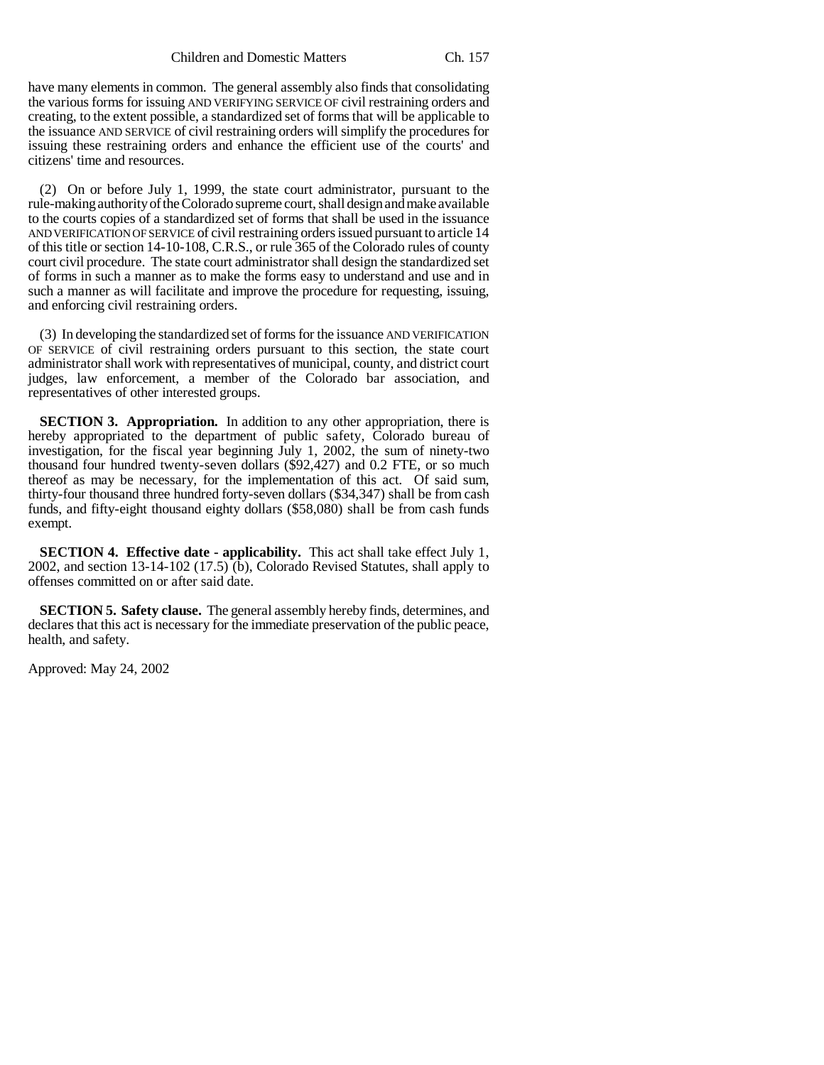have many elements in common. The general assembly also finds that consolidating the various forms for issuing AND VERIFYING SERVICE OF civil restraining orders and creating, to the extent possible, a standardized set of forms that will be applicable to the issuance AND SERVICE of civil restraining orders will simplify the procedures for issuing these restraining orders and enhance the efficient use of the courts' and citizens' time and resources.

(2) On or before July 1, 1999, the state court administrator, pursuant to the rule-making authority of the Colorado supreme court, shall design and make available to the courts copies of a standardized set of forms that shall be used in the issuance AND VERIFICATION OF SERVICE of civil restraining orders issued pursuant to article 14 of this title or section 14-10-108, C.R.S., or rule 365 of the Colorado rules of county court civil procedure. The state court administrator shall design the standardized set of forms in such a manner as to make the forms easy to understand and use and in such a manner as will facilitate and improve the procedure for requesting, issuing, and enforcing civil restraining orders.

(3) In developing the standardized set of forms for the issuance AND VERIFICATION OF SERVICE of civil restraining orders pursuant to this section, the state court administrator shall work with representatives of municipal, county, and district court judges, law enforcement, a member of the Colorado bar association, and representatives of other interested groups.

**SECTION 3. Appropriation.** In addition to any other appropriation, there is hereby appropriated to the department of public safety, Colorado bureau of investigation, for the fiscal year beginning July 1, 2002, the sum of ninety-two thousand four hundred twenty-seven dollars ($92,427) and 0.2 FTE, or so much thereof as may be necessary, for the implementation of this act. Of said sum, thirty-four thousand three hundred forty-seven dollars ($34,347) shall be from cash funds, and fifty-eight thousand eighty dollars ($58,080) shall be from cash funds exempt.

**SECTION 4. Effective date - applicability.** This act shall take effect July 1, 2002, and section 13-14-102 (17.5) (b), Colorado Revised Statutes, shall apply to offenses committed on or after said date.

**SECTION 5. Safety clause.** The general assembly hereby finds, determines, and declares that this act is necessary for the immediate preservation of the public peace, health, and safety.

Approved: May 24, 2002